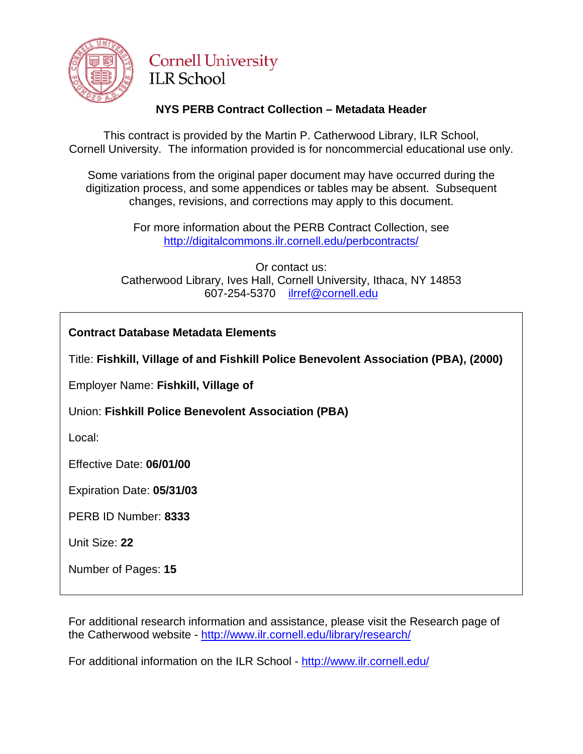Cornell University
ILR School

## NYS PERB Contract Collection – Metadata Header

This contract is provided by the Martin P. Catherwood Library, ILR School, Cornell University. The information provided is for noncommercial educational use only.

Some variations from the original paper document may have occurred during the digitization process, and some appendices or tables may be absent. Subsequent changes, revisions, and corrections may apply to this document.

For more information about the PERB Contract Collection, see
http://digitalcommons.ilr.cornell.edu/perbcontracts/

Or contact us:
Catherwood Library, Ives Hall, Cornell University, Ithaca, NY 14853
607-254-5370 ilrref@cornell.edu

**Contract Database Metadata Elements**

Title: **Fishkill, Village of and Fishkill Police Benevolent Association (PBA), (2000)**

Employer Name: **Fishkill, Village of**

Union: **Fishkill Police Benevolent Association (PBA)**

Local:

Effective Date: **06/01/00**

Expiration Date: **05/31/03**

PERB ID Number: **8333**

Unit Size: **22**

Number of Pages: **15**

For additional research information and assistance, please visit the Research page of the Catherwood website - http://www.ilr.cornell.edu/library/research/

For additional information on the ILR School - http://www.ilr.cornell.edu/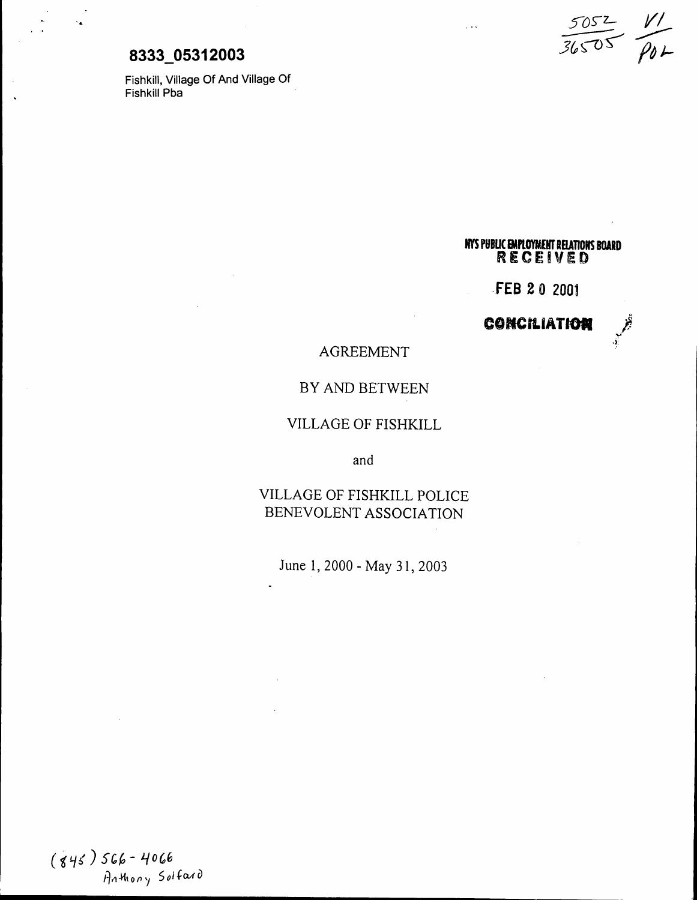**8333_05312003**

Fishkill, Village Of And Village Of
Fishkill Pba

5052 / 36505 V1 / POL

NYS PUBLIC EMPLOYMENT RELATIONS BOARD
RECEIVED

FEB 20 2001

CONCILIATION

AGREEMENT

BY AND BETWEEN

VILLAGE OF FISHKILL

and

VILLAGE OF FISHKILL POLICE
BENEVOLENT ASSOCIATION

June 1, 2000 - May 31, 2003

(845) 566-4066
Anthony Solfaro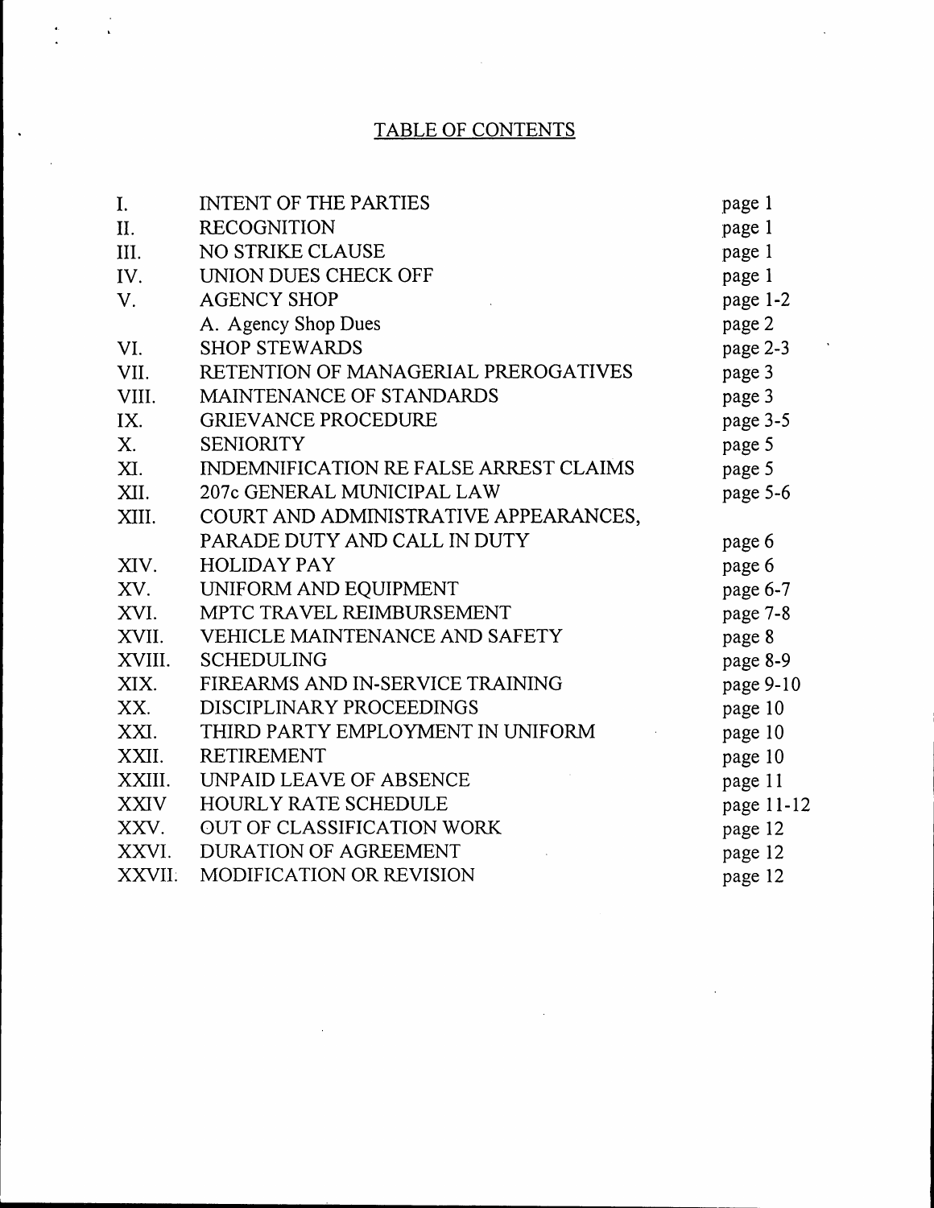# TABLE OF CONTENTS

| | | |
|---|---|---|
| I. | INTENT OF THE PARTIES | page 1 |
| II. | RECOGNITION | page 1 |
| III. | NO STRIKE CLAUSE | page 1 |
| IV. | UNION DUES CHECK OFF | page 1 |
| V. | AGENCY SHOP | page 1-2 |
| | A. Agency Shop Dues | page 2 |
| VI. | SHOP STEWARDS | page 2-3 |
| VII. | RETENTION OF MANAGERIAL PREROGATIVES | page 3 |
| VIII. | MAINTENANCE OF STANDARDS | page 3 |
| IX. | GRIEVANCE PROCEDURE | page 3-5 |
| X. | SENIORITY | page 5 |
| XI. | INDEMNIFICATION RE FALSE ARREST CLAIMS | page 5 |
| XII. | 207c GENERAL MUNICIPAL LAW | page 5-6 |
| XIII. | COURT AND ADMINISTRATIVE APPEARANCES, PARADE DUTY AND CALL IN DUTY | page 6 |
| XIV. | HOLIDAY PAY | page 6 |
| XV. | UNIFORM AND EQUIPMENT | page 6-7 |
| XVI. | MPTC TRAVEL REIMBURSEMENT | page 7-8 |
| XVII. | VEHICLE MAINTENANCE AND SAFETY | page 8 |
| XVIII. | SCHEDULING | page 8-9 |
| XIX. | FIREARMS AND IN-SERVICE TRAINING | page 9-10 |
| XX. | DISCIPLINARY PROCEEDINGS | page 10 |
| XXI. | THIRD PARTY EMPLOYMENT IN UNIFORM | page 10 |
| XXII. | RETIREMENT | page 10 |
| XXIII. | UNPAID LEAVE OF ABSENCE | page 11 |
| XXIV | HOURLY RATE SCHEDULE | page 11-12 |
| XXV. | OUT OF CLASSIFICATION WORK | page 12 |
| XXVI. | DURATION OF AGREEMENT | page 12 |
| XXVII. | MODIFICATION OR REVISION | page 12 |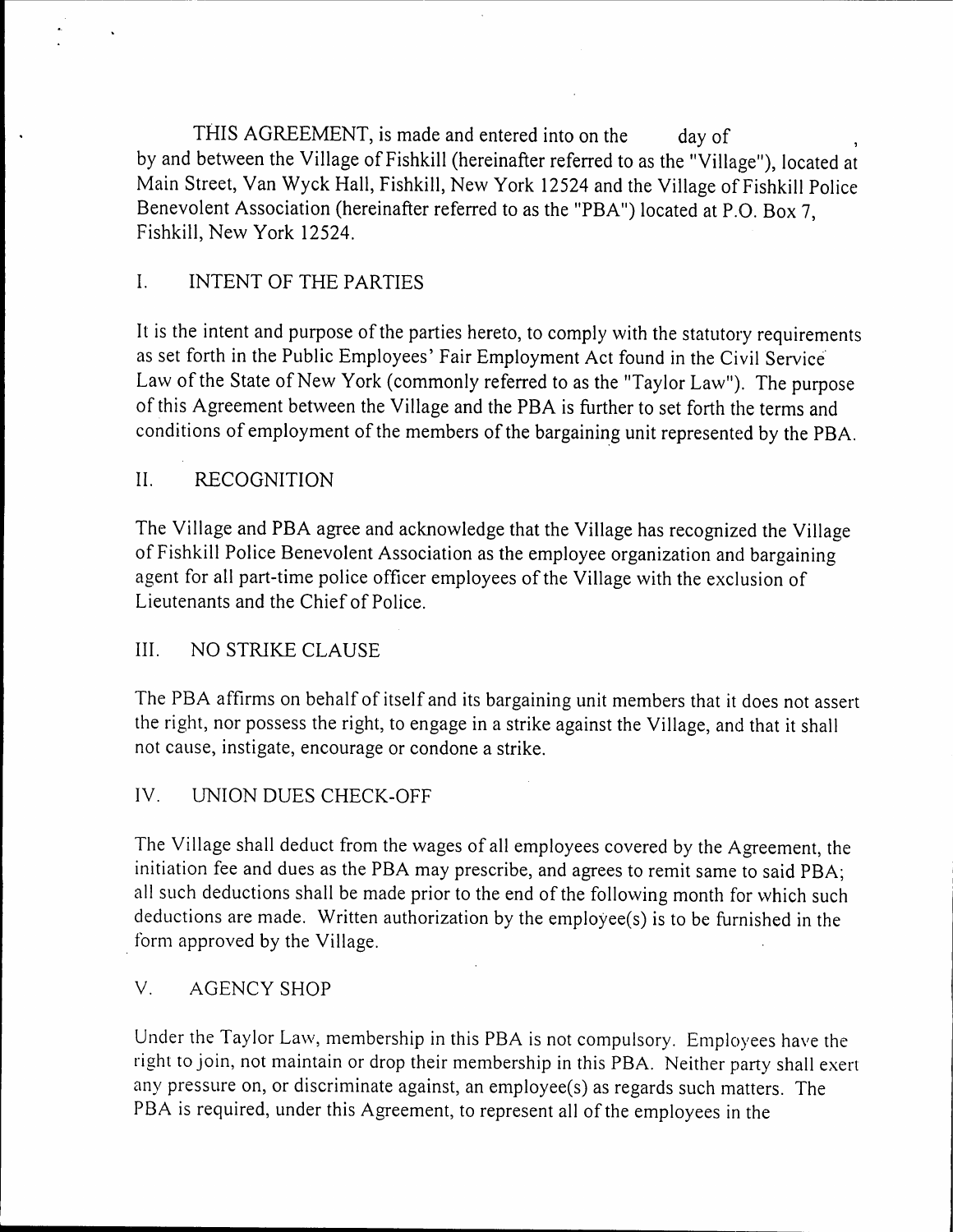THIS AGREEMENT, is made and entered into on the day of , by and between the Village of Fishkill (hereinafter referred to as the "Village"), located at Main Street, Van Wyck Hall, Fishkill, New York 12524 and the Village of Fishkill Police Benevolent Association (hereinafter referred to as the "PBA") located at P.O. Box 7, Fishkill, New York 12524.

## I. INTENT OF THE PARTIES

It is the intent and purpose of the parties hereto, to comply with the statutory requirements as set forth in the Public Employees' Fair Employment Act found in the Civil Service Law of the State of New York (commonly referred to as the "Taylor Law"). The purpose of this Agreement between the Village and the PBA is further to set forth the terms and conditions of employment of the members of the bargaining unit represented by the PBA.

## II. RECOGNITION

The Village and PBA agree and acknowledge that the Village has recognized the Village of Fishkill Police Benevolent Association as the employee organization and bargaining agent for all part-time police officer employees of the Village with the exclusion of Lieutenants and the Chief of Police.

## III. NO STRIKE CLAUSE

The PBA affirms on behalf of itself and its bargaining unit members that it does not assert the right, nor possess the right, to engage in a strike against the Village, and that it shall not cause, instigate, encourage or condone a strike.

## IV. UNION DUES CHECK-OFF

The Village shall deduct from the wages of all employees covered by the Agreement, the initiation fee and dues as the PBA may prescribe, and agrees to remit same to said PBA; all such deductions shall be made prior to the end of the following month for which such deductions are made. Written authorization by the employee(s) is to be furnished in the form approved by the Village.

## V. AGENCY SHOP

Under the Taylor Law, membership in this PBA is not compulsory. Employees have the right to join, not maintain or drop their membership in this PBA. Neither party shall exert any pressure on, or discriminate against, an employee(s) as regards such matters. The PBA is required, under this Agreement, to represent all of the employees in the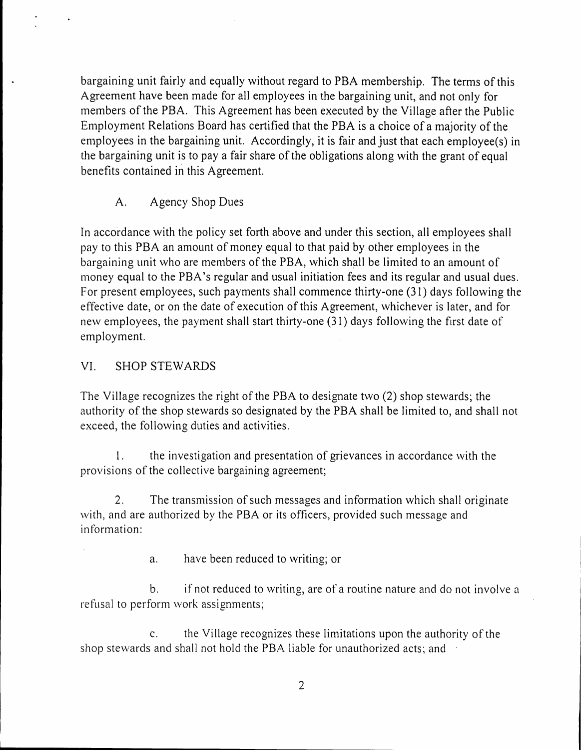bargaining unit fairly and equally without regard to PBA membership. The terms of this Agreement have been made for all employees in the bargaining unit, and not only for members of the PBA. This Agreement has been executed by the Village after the Public Employment Relations Board has certified that the PBA is a choice of a majority of the employees in the bargaining unit. Accordingly, it is fair and just that each employee(s) in the bargaining unit is to pay a fair share of the obligations along with the grant of equal benefits contained in this Agreement.

A. Agency Shop Dues

In accordance with the policy set forth above and under this section, all employees shall pay to this PBA an amount of money equal to that paid by other employees in the bargaining unit who are members of the PBA, which shall be limited to an amount of money equal to the PBA's regular and usual initiation fees and its regular and usual dues. For present employees, such payments shall commence thirty-one (31) days following the effective date, or on the date of execution of this Agreement, whichever is later, and for new employees, the payment shall start thirty-one (31) days following the first date of employment.

## VI. SHOP STEWARDS

The Village recognizes the right of the PBA to designate two (2) shop stewards; the authority of the shop stewards so designated by the PBA shall be limited to, and shall not exceed, the following duties and activities.

1. the investigation and presentation of grievances in accordance with the provisions of the collective bargaining agreement;

2. The transmission of such messages and information which shall originate with, and are authorized by the PBA or its officers, provided such message and information:

   a. have been reduced to writing; or

   b. if not reduced to writing, are of a routine nature and do not involve a refusal to perform work assignments;

   c. the Village recognizes these limitations upon the authority of the shop stewards and shall not hold the PBA liable for unauthorized acts; and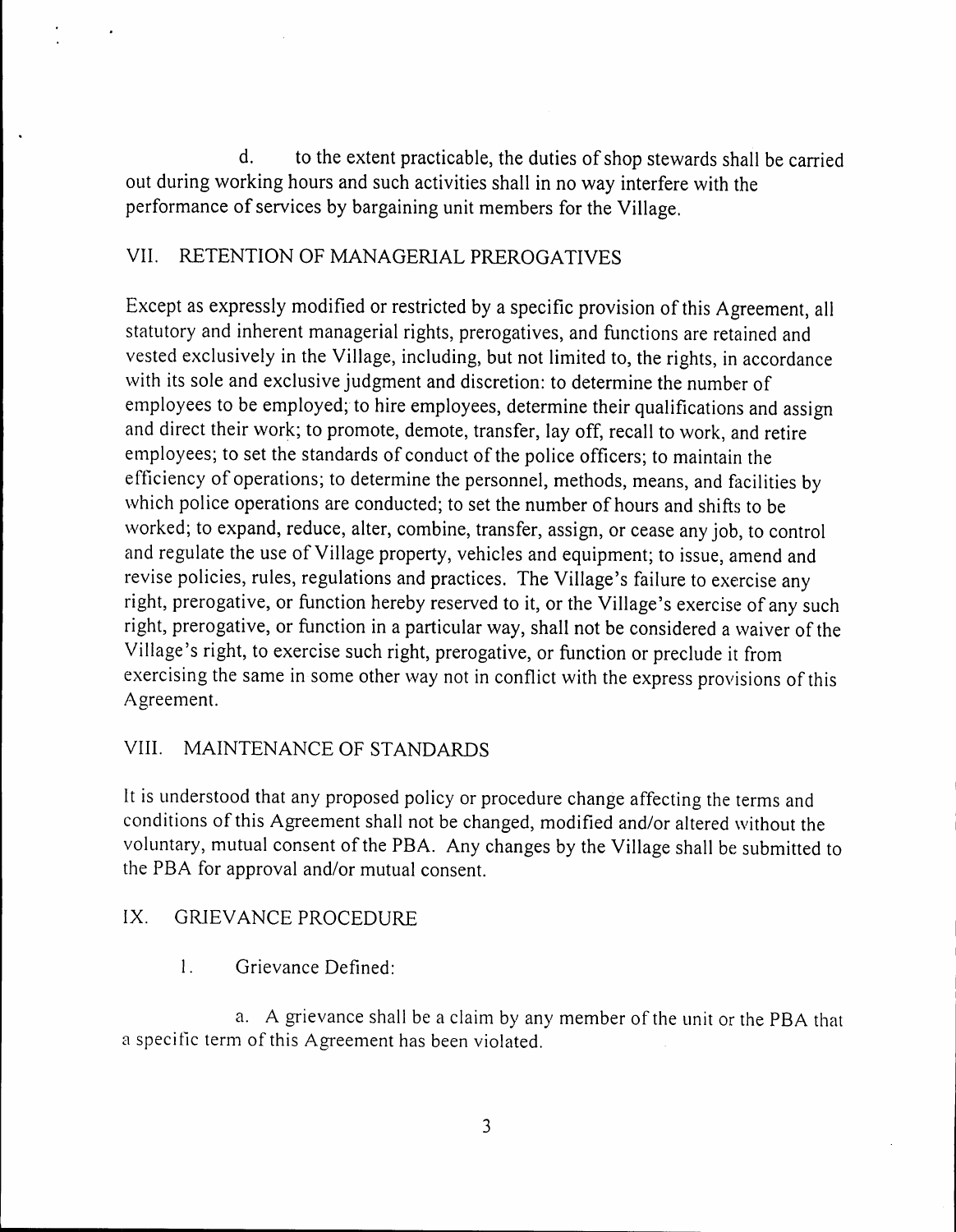d. to the extent practicable, the duties of shop stewards shall be carried out during working hours and such activities shall in no way interfere with the performance of services by bargaining unit members for the Village.

## VII. RETENTION OF MANAGERIAL PREROGATIVES

Except as expressly modified or restricted by a specific provision of this Agreement, all statutory and inherent managerial rights, prerogatives, and functions are retained and vested exclusively in the Village, including, but not limited to, the rights, in accordance with its sole and exclusive judgment and discretion: to determine the number of employees to be employed; to hire employees, determine their qualifications and assign and direct their work; to promote, demote, transfer, lay off, recall to work, and retire employees; to set the standards of conduct of the police officers; to maintain the efficiency of operations; to determine the personnel, methods, means, and facilities by which police operations are conducted; to set the number of hours and shifts to be worked; to expand, reduce, alter, combine, transfer, assign, or cease any job, to control and regulate the use of Village property, vehicles and equipment; to issue, amend and revise policies, rules, regulations and practices. The Village's failure to exercise any right, prerogative, or function hereby reserved to it, or the Village's exercise of any such right, prerogative, or function in a particular way, shall not be considered a waiver of the Village's right, to exercise such right, prerogative, or function or preclude it from exercising the same in some other way not in conflict with the express provisions of this Agreement.

## VIII. MAINTENANCE OF STANDARDS

It is understood that any proposed policy or procedure change affecting the terms and conditions of this Agreement shall not be changed, modified and/or altered without the voluntary, mutual consent of the PBA. Any changes by the Village shall be submitted to the PBA for approval and/or mutual consent.

## IX. GRIEVANCE PROCEDURE

1. Grievance Defined:

a. A grievance shall be a claim by any member of the unit or the PBA that a specific term of this Agreement has been violated.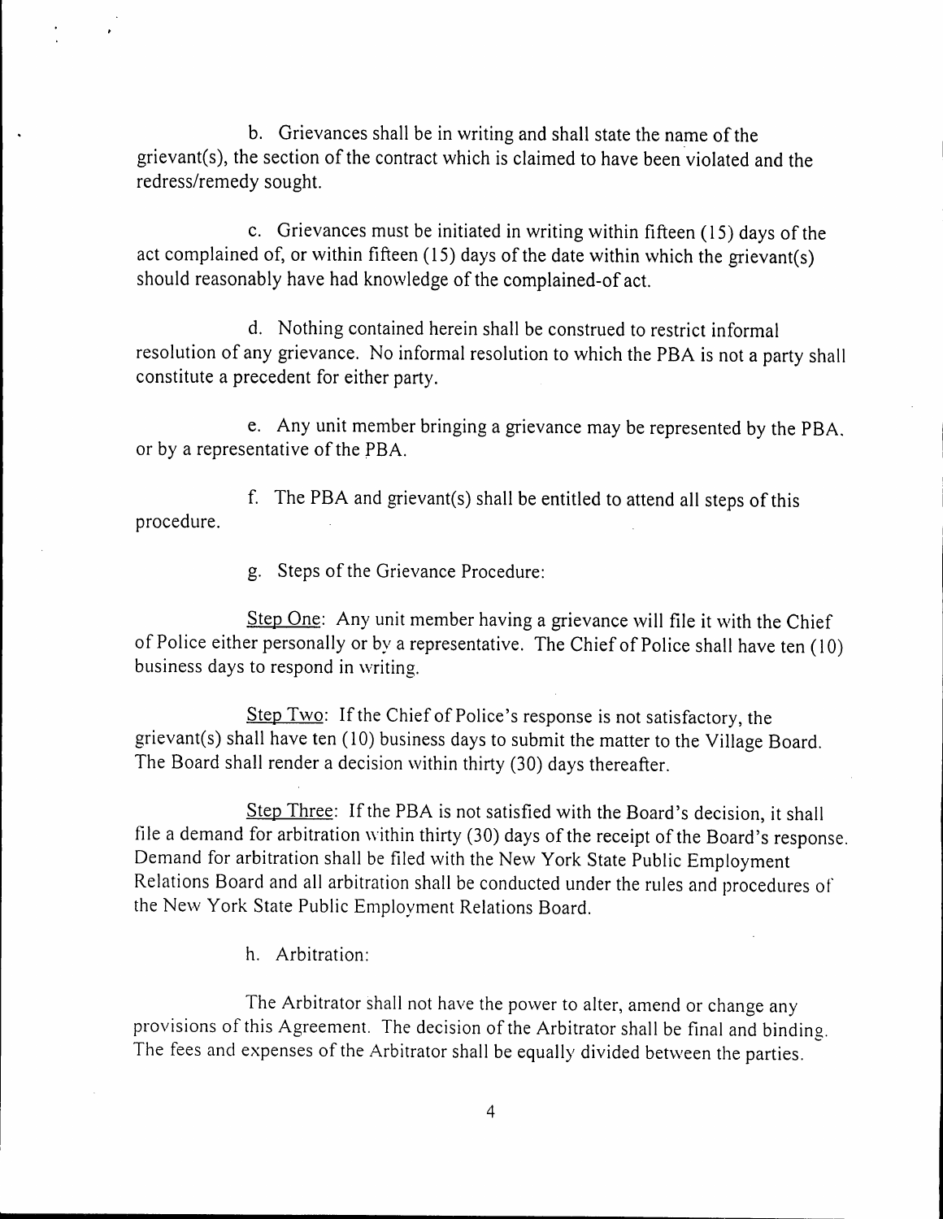b. Grievances shall be in writing and shall state the name of the grievant(s), the section of the contract which is claimed to have been violated and the redress/remedy sought.

c. Grievances must be initiated in writing within fifteen (15) days of the act complained of, or within fifteen (15) days of the date within which the grievant(s) should reasonably have had knowledge of the complained-of act.

d. Nothing contained herein shall be construed to restrict informal resolution of any grievance. No informal resolution to which the PBA is not a party shall constitute a precedent for either party.

e. Any unit member bringing a grievance may be represented by the PBA, or by a representative of the PBA.

f. The PBA and grievant(s) shall be entitled to attend all steps of this procedure.

g. Steps of the Grievance Procedure:

Step One: Any unit member having a grievance will file it with the Chief of Police either personally or by a representative. The Chief of Police shall have ten (10) business days to respond in writing.

Step Two: If the Chief of Police's response is not satisfactory, the grievant(s) shall have ten (10) business days to submit the matter to the Village Board. The Board shall render a decision within thirty (30) days thereafter.

Step Three: If the PBA is not satisfied with the Board's decision, it shall file a demand for arbitration within thirty (30) days of the receipt of the Board's response. Demand for arbitration shall be filed with the New York State Public Employment Relations Board and all arbitration shall be conducted under the rules and procedures of the New York State Public Employment Relations Board.

h. Arbitration:

The Arbitrator shall not have the power to alter, amend or change any provisions of this Agreement. The decision of the Arbitrator shall be final and binding. The fees and expenses of the Arbitrator shall be equally divided between the parties.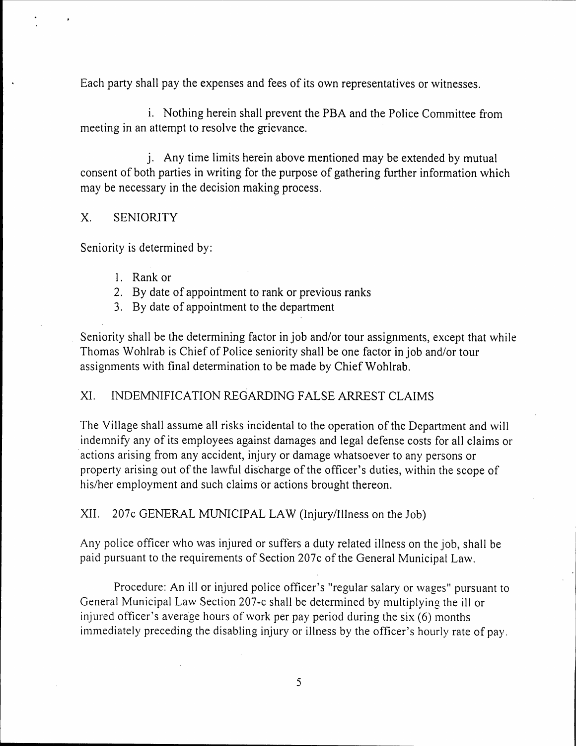Each party shall pay the expenses and fees of its own representatives or witnesses.

i. Nothing herein shall prevent the PBA and the Police Committee from meeting in an attempt to resolve the grievance.

j. Any time limits herein above mentioned may be extended by mutual consent of both parties in writing for the purpose of gathering further information which may be necessary in the decision making process.

## X. SENIORITY

Seniority is determined by:

1. Rank or
2. By date of appointment to rank or previous ranks
3. By date of appointment to the department

Seniority shall be the determining factor in job and/or tour assignments, except that while Thomas Wohlrab is Chief of Police seniority shall be one factor in job and/or tour assignments with final determination to be made by Chief Wohlrab.

## XI. INDEMNIFICATION REGARDING FALSE ARREST CLAIMS

The Village shall assume all risks incidental to the operation of the Department and will indemnify any of its employees against damages and legal defense costs for all claims or actions arising from any accident, injury or damage whatsoever to any persons or property arising out of the lawful discharge of the officer's duties, within the scope of his/her employment and such claims or actions brought thereon.

## XII. 207c GENERAL MUNICIPAL LAW (Injury/Illness on the Job)

Any police officer who was injured or suffers a duty related illness on the job, shall be paid pursuant to the requirements of Section 207c of the General Municipal Law.

Procedure: An ill or injured police officer's "regular salary or wages" pursuant to General Municipal Law Section 207-c shall be determined by multiplying the ill or injured officer's average hours of work per pay period during the six (6) months immediately preceding the disabling injury or illness by the officer's hourly rate of pay.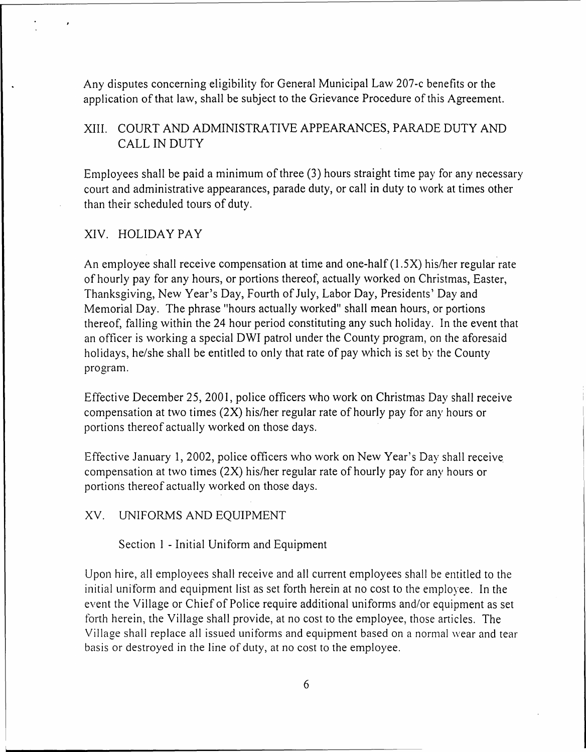Any disputes concerning eligibility for General Municipal Law 207-c benefits or the application of that law, shall be subject to the Grievance Procedure of this Agreement.

## XIII. COURT AND ADMINISTRATIVE APPEARANCES, PARADE DUTY AND CALL IN DUTY

Employees shall be paid a minimum of three (3) hours straight time pay for any necessary court and administrative appearances, parade duty, or call in duty to work at times other than their scheduled tours of duty.

## XIV. HOLIDAY PAY

An employee shall receive compensation at time and one-half (1.5X) his/her regular rate of hourly pay for any hours, or portions thereof, actually worked on Christmas, Easter, Thanksgiving, New Year's Day, Fourth of July, Labor Day, Presidents' Day and Memorial Day. The phrase "hours actually worked" shall mean hours, or portions thereof, falling within the 24 hour period constituting any such holiday. In the event that an officer is working a special DWI patrol under the County program, on the aforesaid holidays, he/she shall be entitled to only that rate of pay which is set by the County program.

Effective December 25, 2001, police officers who work on Christmas Day shall receive compensation at two times (2X) his/her regular rate of hourly pay for any hours or portions thereof actually worked on those days.

Effective January 1, 2002, police officers who work on New Year's Day shall receive compensation at two times (2X) his/her regular rate of hourly pay for any hours or portions thereof actually worked on those days.

## XV. UNIFORMS AND EQUIPMENT

### Section 1 - Initial Uniform and Equipment

Upon hire, all employees shall receive and all current employees shall be entitled to the initial uniform and equipment list as set forth herein at no cost to the employee. In the event the Village or Chief of Police require additional uniforms and/or equipment as set forth herein, the Village shall provide, at no cost to the employee, those articles. The Village shall replace all issued uniforms and equipment based on a normal wear and tear basis or destroyed in the line of duty, at no cost to the employee.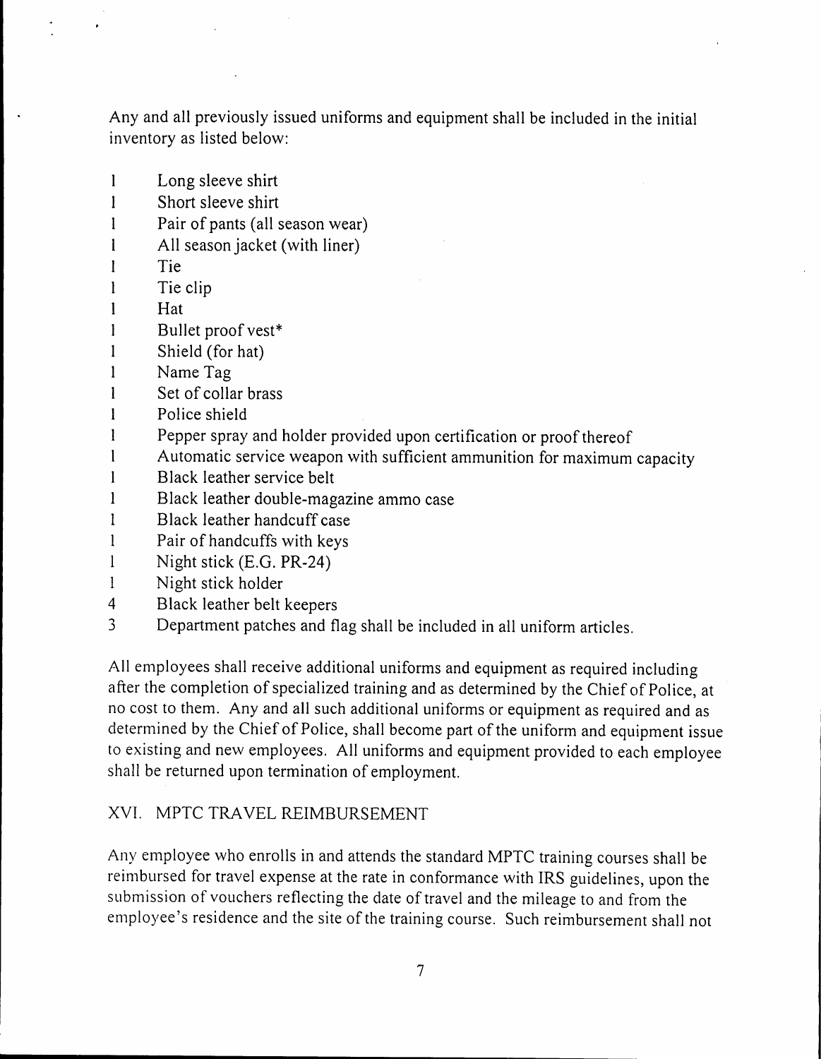Any and all previously issued uniforms and equipment shall be included in the initial inventory as listed below:

1 Long sleeve shirt
1 Short sleeve shirt
1 Pair of pants (all season wear)
1 All season jacket (with liner)
1 Tie
1 Tie clip
1 Hat
1 Bullet proof vest*
1 Shield (for hat)
1 Name Tag
1 Set of collar brass
1 Police shield
1 Pepper spray and holder provided upon certification or proof thereof
1 Automatic service weapon with sufficient ammunition for maximum capacity
1 Black leather service belt
1 Black leather double-magazine ammo case
1 Black leather handcuff case
1 Pair of handcuffs with keys
1 Night stick (E.G. PR-24)
1 Night stick holder
4 Black leather belt keepers
3 Department patches and flag shall be included in all uniform articles.

All employees shall receive additional uniforms and equipment as required including after the completion of specialized training and as determined by the Chief of Police, at no cost to them. Any and all such additional uniforms or equipment as required and as determined by the Chief of Police, shall become part of the uniform and equipment issue to existing and new employees. All uniforms and equipment provided to each employee shall be returned upon termination of employment.

## XVI. MPTC TRAVEL REIMBURSEMENT

Any employee who enrolls in and attends the standard MPTC training courses shall be reimbursed for travel expense at the rate in conformance with IRS guidelines, upon the submission of vouchers reflecting the date of travel and the mileage to and from the employee's residence and the site of the training course. Such reimbursement shall not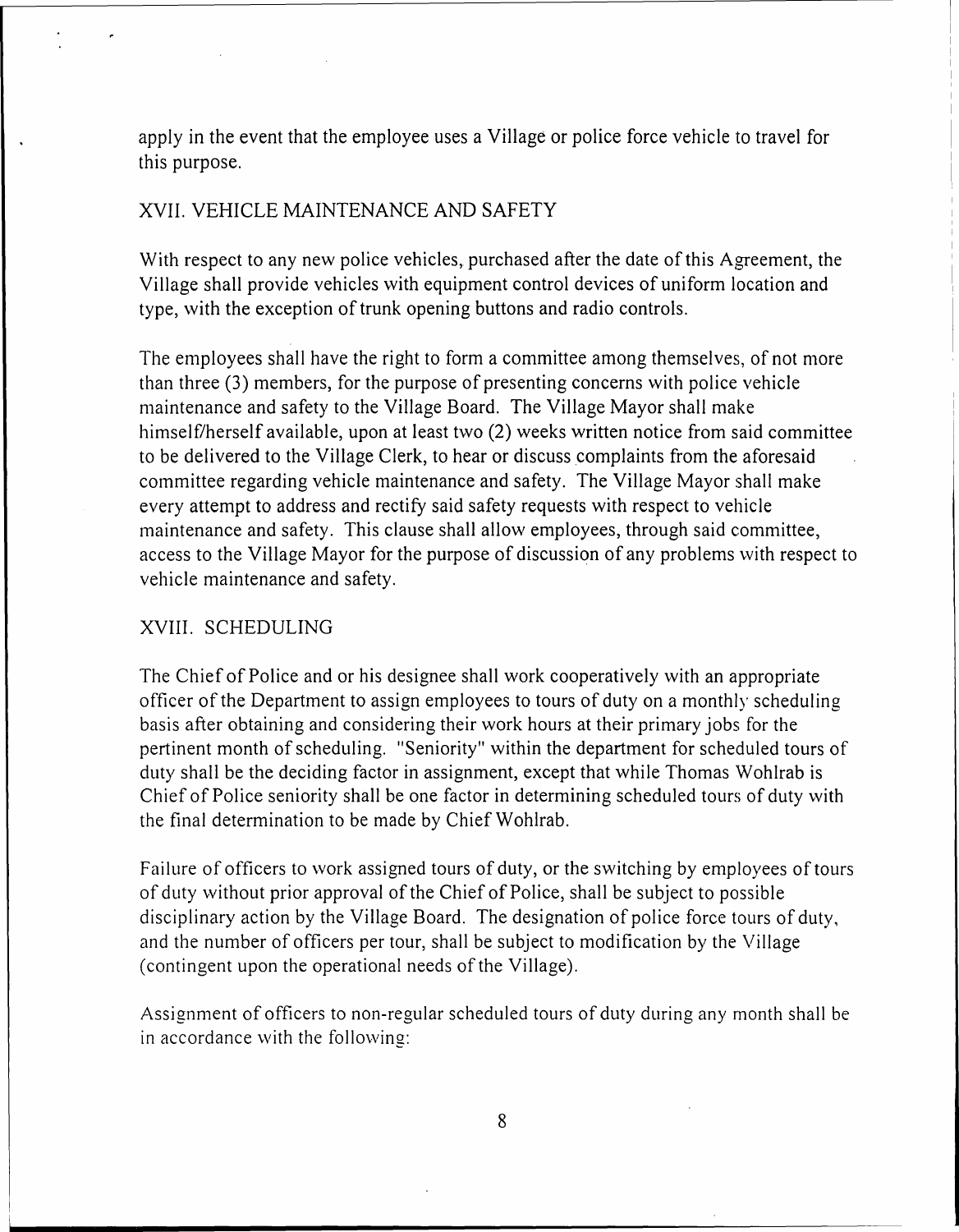apply in the event that the employee uses a Village or police force vehicle to travel for this purpose.

## XVII. VEHICLE MAINTENANCE AND SAFETY

With respect to any new police vehicles, purchased after the date of this Agreement, the Village shall provide vehicles with equipment control devices of uniform location and type, with the exception of trunk opening buttons and radio controls.

The employees shall have the right to form a committee among themselves, of not more than three (3) members, for the purpose of presenting concerns with police vehicle maintenance and safety to the Village Board. The Village Mayor shall make himself/herself available, upon at least two (2) weeks written notice from said committee to be delivered to the Village Clerk, to hear or discuss complaints from the aforesaid committee regarding vehicle maintenance and safety. The Village Mayor shall make every attempt to address and rectify said safety requests with respect to vehicle maintenance and safety. This clause shall allow employees, through said committee, access to the Village Mayor for the purpose of discussion of any problems with respect to vehicle maintenance and safety.

## XVIII. SCHEDULING

The Chief of Police and or his designee shall work cooperatively with an appropriate officer of the Department to assign employees to tours of duty on a monthly scheduling basis after obtaining and considering their work hours at their primary jobs for the pertinent month of scheduling. "Seniority" within the department for scheduled tours of duty shall be the deciding factor in assignment, except that while Thomas Wohlrab is Chief of Police seniority shall be one factor in determining scheduled tours of duty with the final determination to be made by Chief Wohlrab.

Failure of officers to work assigned tours of duty, or the switching by employees of tours of duty without prior approval of the Chief of Police, shall be subject to possible disciplinary action by the Village Board. The designation of police force tours of duty, and the number of officers per tour, shall be subject to modification by the Village (contingent upon the operational needs of the Village).

Assignment of officers to non-regular scheduled tours of duty during any month shall be in accordance with the following: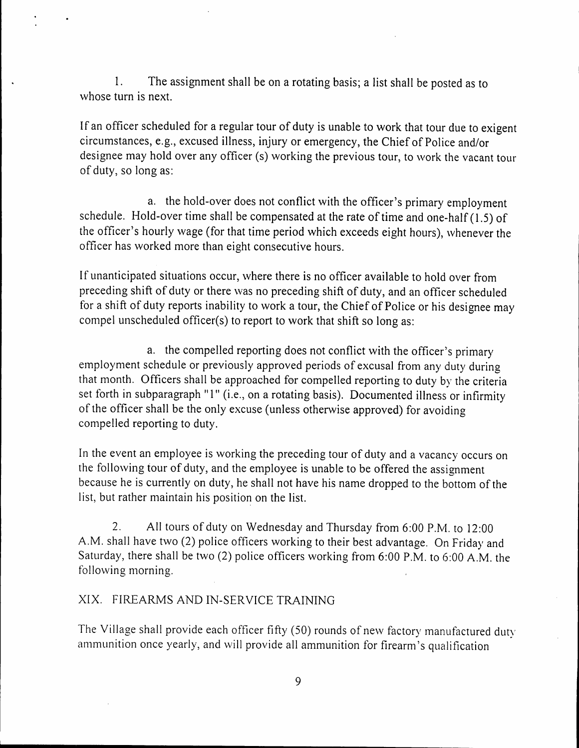1. The assignment shall be on a rotating basis; a list shall be posted as to whose turn is next.

If an officer scheduled for a regular tour of duty is unable to work that tour due to exigent circumstances, e.g., excused illness, injury or emergency, the Chief of Police and/or designee may hold over any officer (s) working the previous tour, to work the vacant tour of duty, so long as:

a. the hold-over does not conflict with the officer's primary employment schedule. Hold-over time shall be compensated at the rate of time and one-half (1.5) of the officer's hourly wage (for that time period which exceeds eight hours), whenever the officer has worked more than eight consecutive hours.

If unanticipated situations occur, where there is no officer available to hold over from preceding shift of duty or there was no preceding shift of duty, and an officer scheduled for a shift of duty reports inability to work a tour, the Chief of Police or his designee may compel unscheduled officer(s) to report to work that shift so long as:

a. the compelled reporting does not conflict with the officer's primary employment schedule or previously approved periods of excusal from any duty during that month. Officers shall be approached for compelled reporting to duty by the criteria set forth in subparagraph "1" (i.e., on a rotating basis). Documented illness or infirmity of the officer shall be the only excuse (unless otherwise approved) for avoiding compelled reporting to duty.

In the event an employee is working the preceding tour of duty and a vacancy occurs on the following tour of duty, and the employee is unable to be offered the assignment because he is currently on duty, he shall not have his name dropped to the bottom of the list, but rather maintain his position on the list.

2. All tours of duty on Wednesday and Thursday from 6:00 P.M. to 12:00 A.M. shall have two (2) police officers working to their best advantage. On Friday and Saturday, there shall be two (2) police officers working from 6:00 P.M. to 6:00 A.M. the following morning.

## XIX. FIREARMS AND IN-SERVICE TRAINING

The Village shall provide each officer fifty (50) rounds of new factory manufactured duty ammunition once yearly, and will provide all ammunition for firearm's qualification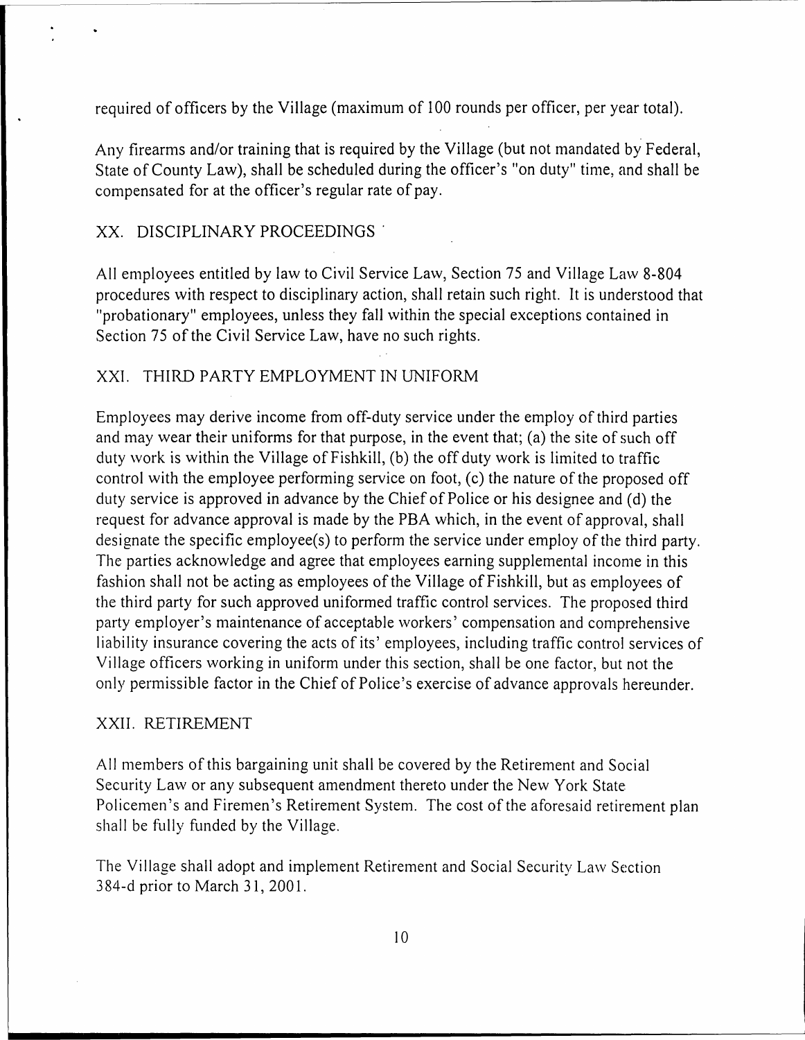required of officers by the Village (maximum of 100 rounds per officer, per year total).

Any firearms and/or training that is required by the Village (but not mandated by Federal, State of County Law), shall be scheduled during the officer's "on duty" time, and shall be compensated for at the officer's regular rate of pay.

## XX. DISCIPLINARY PROCEEDINGS

All employees entitled by law to Civil Service Law, Section 75 and Village Law 8-804 procedures with respect to disciplinary action, shall retain such right. It is understood that "probationary" employees, unless they fall within the special exceptions contained in Section 75 of the Civil Service Law, have no such rights.

## XXI. THIRD PARTY EMPLOYMENT IN UNIFORM

Employees may derive income from off-duty service under the employ of third parties and may wear their uniforms for that purpose, in the event that; (a) the site of such off duty work is within the Village of Fishkill, (b) the off duty work is limited to traffic control with the employee performing service on foot, (c) the nature of the proposed off duty service is approved in advance by the Chief of Police or his designee and (d) the request for advance approval is made by the PBA which, in the event of approval, shall designate the specific employee(s) to perform the service under employ of the third party. The parties acknowledge and agree that employees earning supplemental income in this fashion shall not be acting as employees of the Village of Fishkill, but as employees of the third party for such approved uniformed traffic control services. The proposed third party employer's maintenance of acceptable workers' compensation and comprehensive liability insurance covering the acts of its' employees, including traffic control services of Village officers working in uniform under this section, shall be one factor, but not the only permissible factor in the Chief of Police's exercise of advance approvals hereunder.

## XXII. RETIREMENT

All members of this bargaining unit shall be covered by the Retirement and Social Security Law or any subsequent amendment thereto under the New York State Policemen's and Firemen's Retirement System. The cost of the aforesaid retirement plan shall be fully funded by the Village.

The Village shall adopt and implement Retirement and Social Security Law Section 384-d prior to March 31, 2001.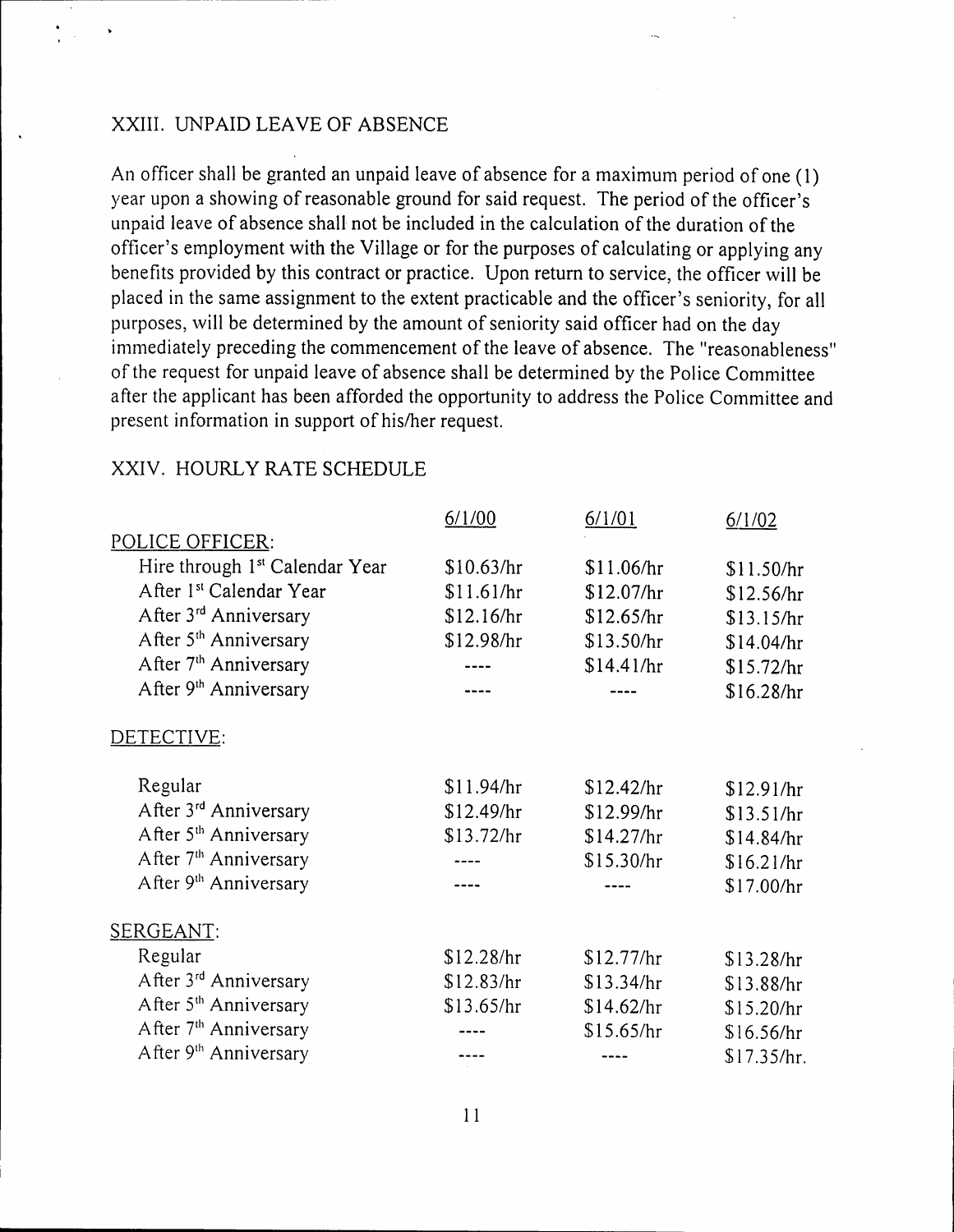## XXIII. UNPAID LEAVE OF ABSENCE

An officer shall be granted an unpaid leave of absence for a maximum period of one (1) year upon a showing of reasonable ground for said request. The period of the officer's unpaid leave of absence shall not be included in the calculation of the duration of the officer's employment with the Village or for the purposes of calculating or applying any benefits provided by this contract or practice. Upon return to service, the officer will be placed in the same assignment to the extent practicable and the officer's seniority, for all purposes, will be determined by the amount of seniority said officer had on the day immediately preceding the commencement of the leave of absence. The "reasonableness" of the request for unpaid leave of absence shall be determined by the Police Committee after the applicant has been afforded the opportunity to address the Police Committee and present information in support of his/her request.

## XXIV. HOURLY RATE SCHEDULE

| | 6/1/00 | 6/1/01 | 6/1/02 |
|---|---|---|---|
| POLICE OFFICER: | | | |
| Hire through 1st Calendar Year | $10.63/hr | $11.06/hr | $11.50/hr |
| After 1st Calendar Year | $11.61/hr | $12.07/hr | $12.56/hr |
| After 3rd Anniversary | $12.16/hr | $12.65/hr | $13.15/hr |
| After 5th Anniversary | $12.98/hr | $13.50/hr | $14.04/hr |
| After 7th Anniversary | ---- | $14.41/hr | $15.72/hr |
| After 9th Anniversary | ---- | ---- | $16.28/hr |
| DETECTIVE: | | | |
| Regular | $11.94/hr | $12.42/hr | $12.91/hr |
| After 3rd Anniversary | $12.49/hr | $12.99/hr | $13.51/hr |
| After 5th Anniversary | $13.72/hr | $14.27/hr | $14.84/hr |
| After 7th Anniversary | ---- | $15.30/hr | $16.21/hr |
| After 9th Anniversary | ---- | ---- | $17.00/hr |
| SERGEANT: | | | |
| Regular | $12.28/hr | $12.77/hr | $13.28/hr |
| After 3rd Anniversary | $12.83/hr | $13.34/hr | $13.88/hr |
| After 5th Anniversary | $13.65/hr | $14.62/hr | $15.20/hr |
| After 7th Anniversary | ---- | $15.65/hr | $16.56/hr |
| After 9th Anniversary | ---- | ---- | $17.35/hr. |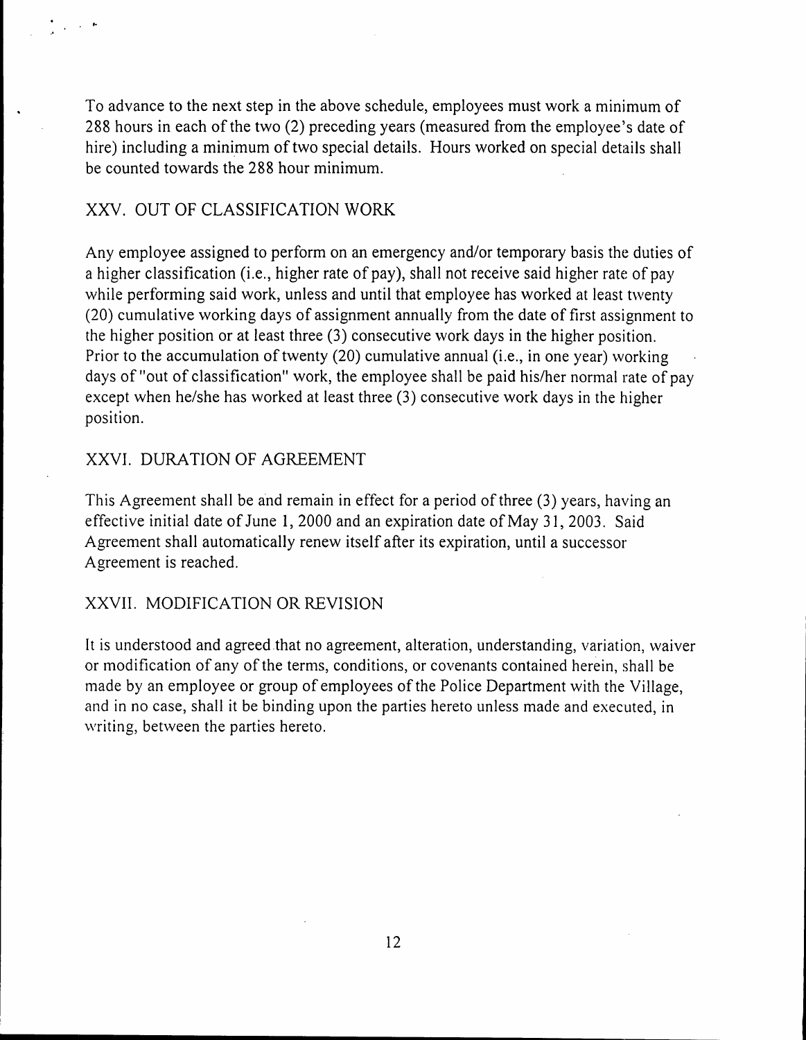To advance to the next step in the above schedule, employees must work a minimum of 288 hours in each of the two (2) preceding years (measured from the employee's date of hire) including a minimum of two special details. Hours worked on special details shall be counted towards the 288 hour minimum.

## XXV. OUT OF CLASSIFICATION WORK

Any employee assigned to perform on an emergency and/or temporary basis the duties of a higher classification (i.e., higher rate of pay), shall not receive said higher rate of pay while performing said work, unless and until that employee has worked at least twenty (20) cumulative working days of assignment annually from the date of first assignment to the higher position or at least three (3) consecutive work days in the higher position. Prior to the accumulation of twenty (20) cumulative annual (i.e., in one year) working days of "out of classification" work, the employee shall be paid his/her normal rate of pay except when he/she has worked at least three (3) consecutive work days in the higher position.

## XXVI. DURATION OF AGREEMENT

This Agreement shall be and remain in effect for a period of three (3) years, having an effective initial date of June 1, 2000 and an expiration date of May 31, 2003. Said Agreement shall automatically renew itself after its expiration, until a successor Agreement is reached.

## XXVII. MODIFICATION OR REVISION

It is understood and agreed that no agreement, alteration, understanding, variation, waiver or modification of any of the terms, conditions, or covenants contained herein, shall be made by an employee or group of employees of the Police Department with the Village, and in no case, shall it be binding upon the parties hereto unless made and executed, in writing, between the parties hereto.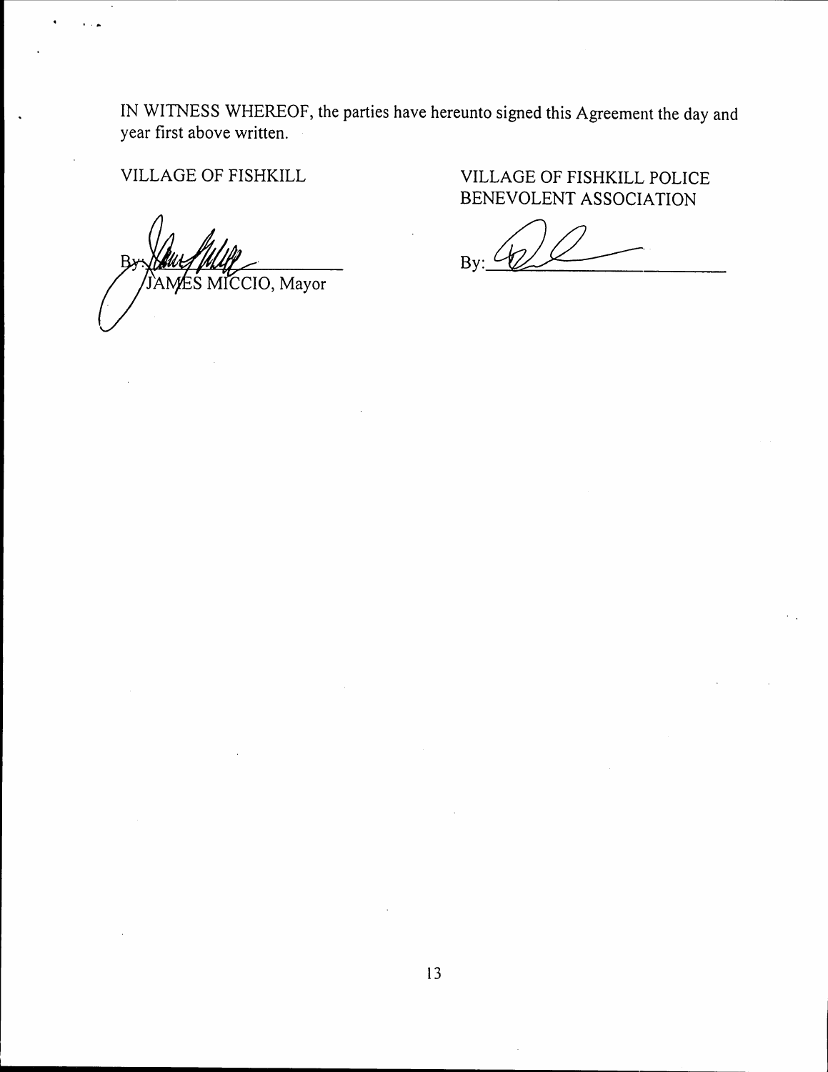IN WITNESS WHEREOF, the parties have hereunto signed this Agreement the day and year first above written.

VILLAGE OF FISHKILL

By: ______________________
JAMES MICCIO, Mayor

VILLAGE OF FISHKILL POLICE BENEVOLENT ASSOCIATION

By: ______________________